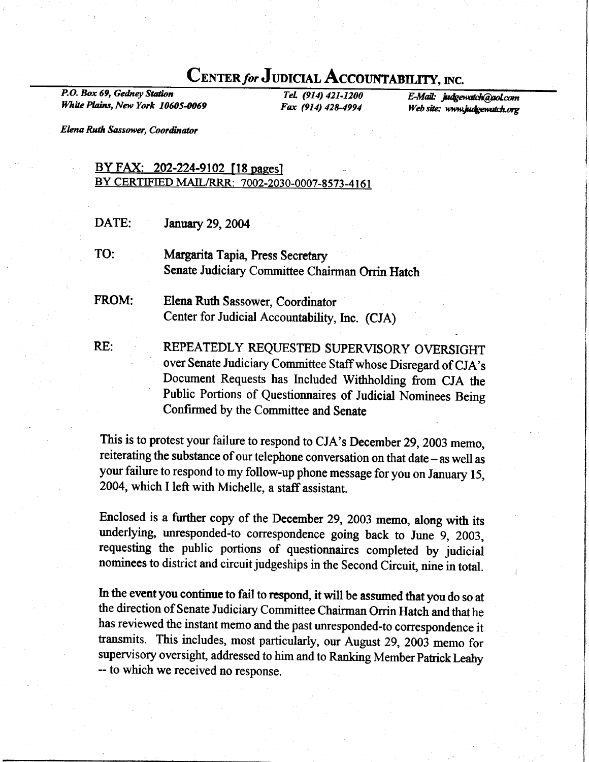# CENTER *for* JUDICIAL ACCOUNTABILITY, INC.

*P.O. Box 69, Gedney Station*
*White Plains, New York 10605-0069*

*Tel. (914) 421-1200*
*Fax (914) 428-4994*

*E-Mail: judgewatch@aol.com*
*Web site: www.judgewatch.org*

*Elena Ruth Sassower, Coordinator*

BY FAX: 202-224-9102 [18 pages]
BY CERTIFIED MAIL/RRR: 7002-2030-0007-8573-4161

DATE: January 29, 2004

TO: Margarita Tapia, Press Secretary
Senate Judiciary Committee Chairman Orrin Hatch

FROM: Elena Ruth Sassower, Coordinator
Center for Judicial Accountability, Inc. (CJA)

RE: REPEATEDLY REQUESTED SUPERVISORY OVERSIGHT over Senate Judiciary Committee Staff whose Disregard of CJA's Document Requests has Included Withholding from CJA the Public Portions of Questionnaires of Judicial Nominees Being Confirmed by the Committee and Senate

This is to protest your failure to respond to CJA's December 29, 2003 memo, reiterating the substance of our telephone conversation on that date – as well as your failure to respond to my follow-up phone message for you on January 15, 2004, which I left with Michelle, a staff assistant.

Enclosed is a further copy of the December 29, 2003 memo, along with its underlying, unresponded-to correspondence going back to June 9, 2003, requesting the public portions of questionnaires completed by judicial nominees to district and circuit judgeships in the Second Circuit, nine in total.

In the event you continue to fail to respond, it will be assumed that you do so at the direction of Senate Judiciary Committee Chairman Orrin Hatch and that he has reviewed the instant memo and the past unresponded-to correspondence it transmits. This includes, most particularly, our August 29, 2003 memo for supervisory oversight, addressed to him and to Ranking Member Patrick Leahy -- to which we received no response.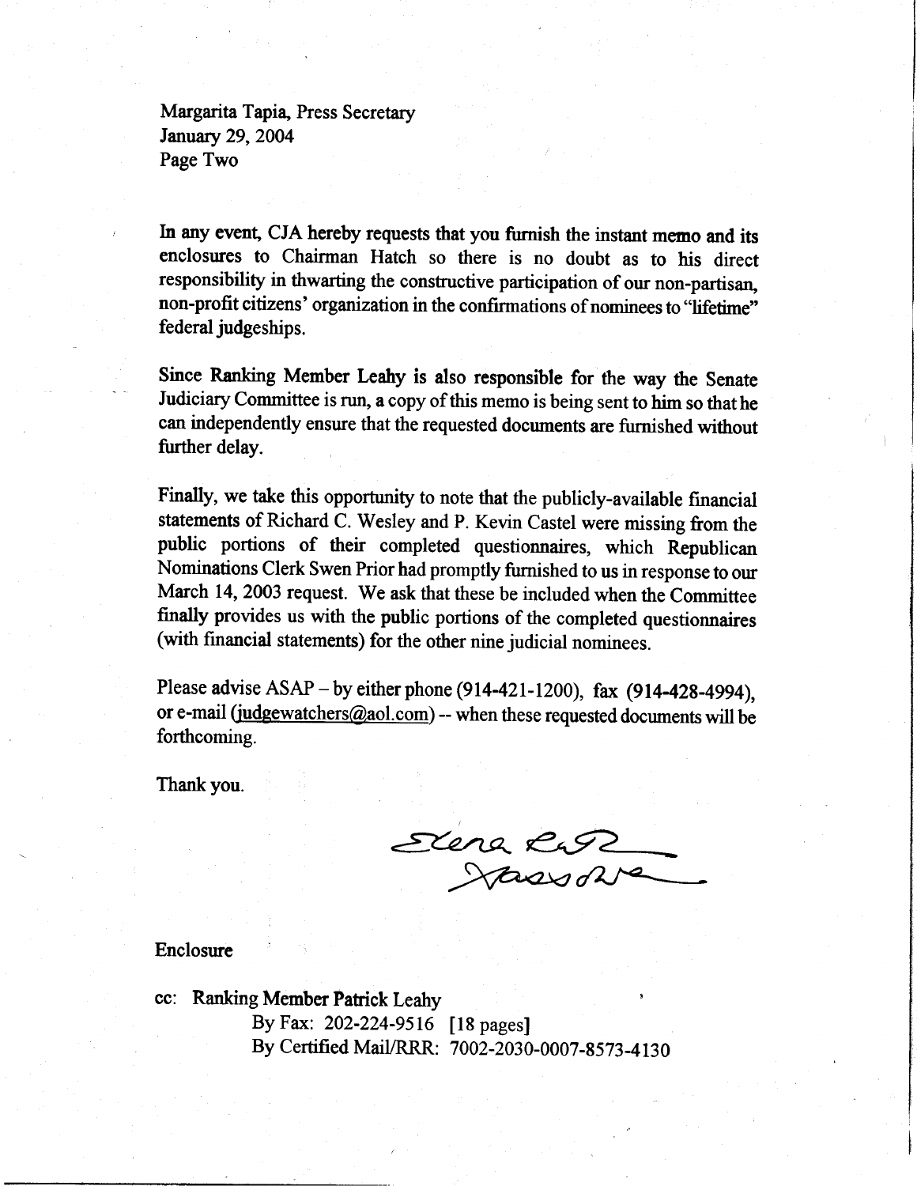Margarita Tapia, Press Secretary
January 29, 2004
Page Two

In any event, CJA hereby requests that you furnish the instant memo and its enclosures to Chairman Hatch so there is no doubt as to his direct responsibility in thwarting the constructive participation of our non-partisan, non-profit citizens' organization in the confirmations of nominees to "lifetime" federal judgeships.

Since Ranking Member Leahy is also responsible for the way the Senate Judiciary Committee is run, a copy of this memo is being sent to him so that he can independently ensure that the requested documents are furnished without further delay.

Finally, we take this opportunity to note that the publicly-available financial statements of Richard C. Wesley and P. Kevin Castel were missing from the public portions of their completed questionnaires, which Republican Nominations Clerk Swen Prior had promptly furnished to us in response to our March 14, 2003 request. We ask that these be included when the Committee finally provides us with the public portions of the completed questionnaires (with financial statements) for the other nine judicial nominees.

Please advise ASAP – by either phone (914-421-1200), fax (914-428-4994), or e-mail (judgewatchers@aol.com) -- when these requested documents will be forthcoming.

Thank you.

Elena Ruth Sassower

Enclosure

cc: Ranking Member Patrick Leahy
By Fax: 202-224-9516 [18 pages]
By Certified Mail/RRR: 7002-2030-0007-8573-4130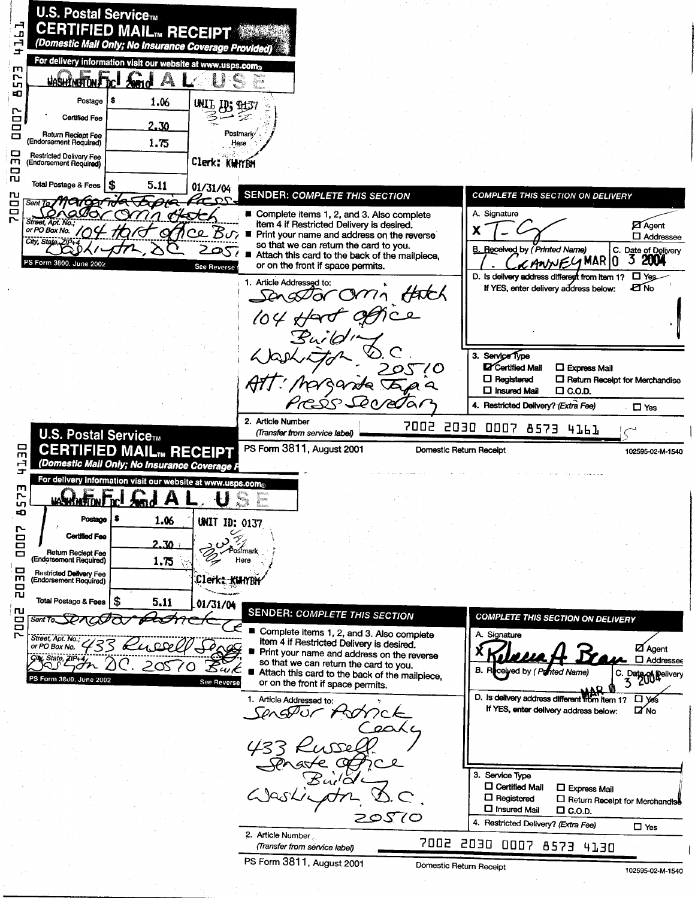## U.S. Postal Service™
## CERTIFIED MAIL™ RECEIPT
*(Domestic Mail Only; No Insurance Coverage Provided)*

For delivery information visit our website at www.usps.com®

WASHINGTON DC 20510 **OFFICIAL USE**

| | | |
|---|---|---|
| Postage | $ 1.06 | UNIT ID: 0137 |
| Certified Fee | 2.30 | Postmark Here |
| Return Reciept Fee (Endorsement Required) | 1.75 | |
| Restricted Delivery Fee (Endorsement Required) | | Clerk: KWHYBM |
| Total Postage & Fees | $ 5.11 | 01/31/04 |

Sent To Margarita Tapia Press... Senator Orrin Hatch
Street, Apt. No.; or PO Box No. 104 Hart office Bu...
City, State, ZIP+4 Washington, DC 2051...

PS Form 3800, June 2002 See Reverse...

7002 2030 0007 8573 4161

**SENDER: COMPLETE THIS SECTION**

- Complete items 1, 2, and 3. Also complete item 4 if Restricted Delivery is desired.
- Print your name and address on the reverse so that we can return the card to you.
- Attach this card to the back of the mailpiece, or on the front if space permits.

1. Article Addressed to:
Senator Orrin Hatch
104 Hart office Building
Washington D.C. 20510
Att: Margarita Tapia Press Secretary

**COMPLETE THIS SECTION ON DELIVERY**

A. Signature
X T. C ☑ Agent ☐ Addressee

B. Received by (Printed Name) T. CRAWNEY C. Date of Delivery MAR 0 3 2004

D. Is delivery address different from item 1? ☐ Yes
If YES, enter delivery address below: ☑ No

3. Service Type
☑ Certified Mail ☐ Express Mail
☐ Registered ☐ Return Receipt for Merchandise
☐ Insured Mail ☐ C.O.D.

4. Restricted Delivery? *(Extra Fee)* ☐ Yes

2. Article Number *(Transfer from service label)* 7002 2030 0007 8573 4161

PS Form 3811, August 2001 Domestic Return Receipt 102595-02-M-1540

---

## U.S. Postal Service™
## CERTIFIED MAIL™ RECEIPT
*(Domestic Mail Only; No Insurance Coverage P...*

For delivery information visit our website at www.usps.com®

WASHINGTON DC 20510 **OFFICIAL USE**

| | | |
|---|---|---|
| Postage | $ 1.06 | UNIT ID: 0137 |
| Certified Fee | 2.30 | JAN 31 2004 Postmark Here |
| Return Reciept Fee (Endorsement Required) | 1.75 | |
| Restricted Delivery Fee (Endorsement Required) | | Clerk: KWHYBM |
| Total Postage & Fees | $ 5.11 | 01/31/04 |

Sent To Senator Patrick Le...
Street, Apt. No.; or PO Box No. 433 Russell Sen...
City, State, ZIP+4 Washington DC. 20510 Buil...

PS Form 3800, June 2002 See Reverse

7002 2030 0007 8573 4130

**SENDER: COMPLETE THIS SECTION**

- Complete items 1, 2, and 3. Also complete item 4 if Restricted Delivery is desired.
- Print your name and address on the reverse so that we can return the card to you.
- Attach this card to the back of the mailpiece, or on the front if space permits.

1. Article Addressed to:
Senator Patrick Leahy
433 Russell Senate office Building
Washington D.C. 20510

**COMPLETE THIS SECTION ON DELIVERY**

A. Signature
X Rebecca A. Bean ☑ Agent ☐ Addressee

B. Received by (Printed Name) C. Date of Delivery MAR 0 3 2004

D. Is delivery address different from item 1? ☐ Yes
If YES, enter delivery address below: ☑ No

3. Service Type
☐ Certified Mail ☐ Express Mail
☐ Registered ☐ Return Receipt for Merchandise
☐ Insured Mail ☐ C.O.D.

4. Restricted Delivery? *(Extra Fee)* ☐ Yes

2. Article Number *(Transfer from service label)* 7002 2030 0007 8573 4130

PS Form 3811, August 2001 Domestic Return Receipt 102595-02-M-1540